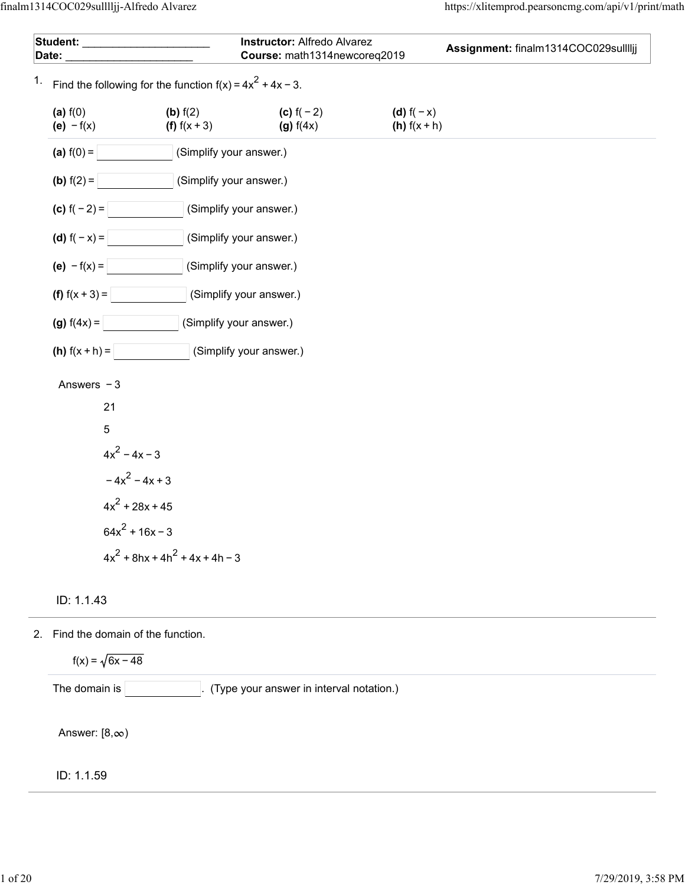| **Student:** ____________________ | **Instructor:** Alfredo Alvarez | **Assignment:** finalm1314COC029sullljj |
| --- | --- | --- |
| **Date:** ____________________ | **Course:** math1314newcoreq2019 | |

1. Find the following for the function $f(x) = 4x^2 + 4x - 3$.

| | | | |
| --- | --- | --- | --- |
| **(a)** $f(0)$ | **(b)** $f(2)$ | **(c)** $f(-2)$ | **(d)** $f(-x)$ |
| **(e)** $-f(x)$ | **(f)** $f(x+3)$ | **(g)** $f(4x)$ | **(h)** $f(x+h)$ |

**(a)** $f(0) =$ ______ (Simplify your answer.)

**(b)** $f(2) =$ ______ (Simplify your answer.)

**(c)** $f(-2) =$ ______ (Simplify your answer.)

**(d)** $f(-x) =$ ______ (Simplify your answer.)

**(e)** $-f(x) =$ ______ (Simplify your answer.)

**(f)** $f(x+3) =$ ______ (Simplify your answer.)

**(g)** $f(4x) =$ ______ (Simplify your answer.)

**(h)** $f(x+h) =$ ______ (Simplify your answer.)

Answers $-3$

$21$

$5$

$4x^2 - 4x - 3$

$-4x^2 - 4x + 3$

$4x^2 + 28x + 45$

$64x^2 + 16x - 3$

$4x^2 + 8hx + 4h^2 + 4x + 4h - 3$

ID: 1.1.43

2. Find the domain of the function.

$$f(x) = \sqrt{6x - 48}$$

The domain is ______. (Type your answer in interval notation.)

Answer: $[8,\infty)$

ID: 1.1.59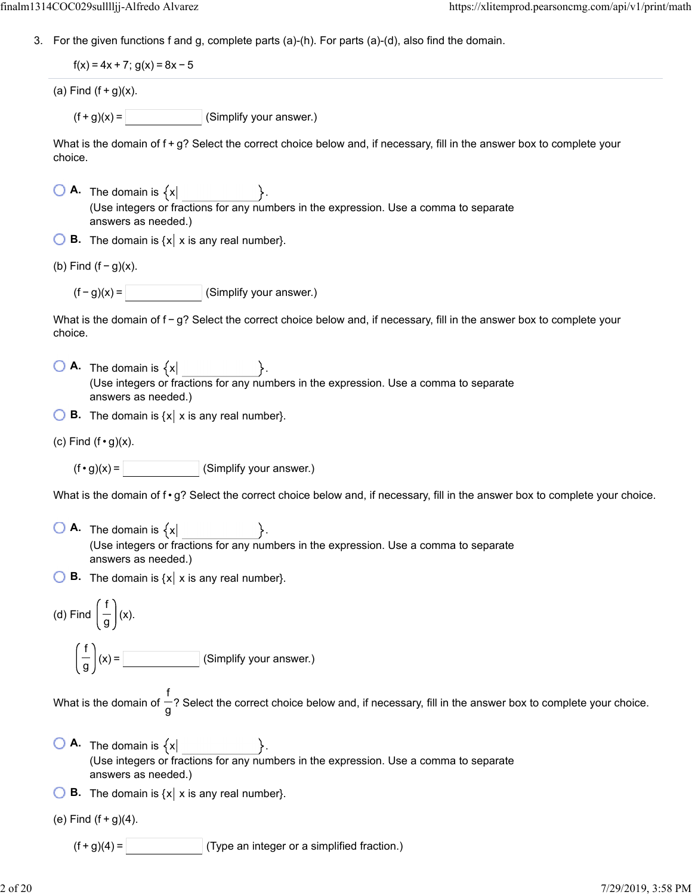3. For the given functions f and g, complete parts (a)-(h). For parts (a)-(d), also find the domain.

$f(x) = 4x + 7$; $g(x) = 8x - 5$

(a) Find $(f + g)(x)$.

$(f + g)(x) =$ ______ (Simplify your answer.)

What is the domain of f + g? Select the correct choice below and, if necessary, fill in the answer box to complete your choice.

- A. The domain is $\{x|$ ______ $\}$.
  (Use integers or fractions for any numbers in the expression. Use a comma to separate answers as needed.)
- B. The domain is $\{x|$ x is any real number$\}$.

(b) Find $(f - g)(x)$.

$(f - g)(x) =$ ______ (Simplify your answer.)

What is the domain of f − g? Select the correct choice below and, if necessary, fill in the answer box to complete your choice.

- A. The domain is $\{x|$ ______ $\}$.
  (Use integers or fractions for any numbers in the expression. Use a comma to separate answers as needed.)
- B. The domain is $\{x|$ x is any real number$\}$.

(c) Find $(f \cdot g)(x)$.

$(f \cdot g)(x) =$ ______ (Simplify your answer.)

What is the domain of f • g? Select the correct choice below and, if necessary, fill in the answer box to complete your choice.

- A. The domain is $\{x|$ ______ $\}$.
  (Use integers or fractions for any numbers in the expression. Use a comma to separate answers as needed.)
- B. The domain is $\{x|$ x is any real number$\}$.

(d) Find $\left(\frac{f}{g}\right)(x)$.

$\left(\frac{f}{g}\right)(x) =$ ______ (Simplify your answer.)

What is the domain of $\frac{f}{g}$? Select the correct choice below and, if necessary, fill in the answer box to complete your choice.

- A. The domain is $\{x|$ ______ $\}$.
  (Use integers or fractions for any numbers in the expression. Use a comma to separate answers as needed.)
- B. The domain is $\{x|$ x is any real number$\}$.

(e) Find $(f + g)(4)$.

$(f + g)(4) =$ ______ (Type an integer or a simplified fraction.)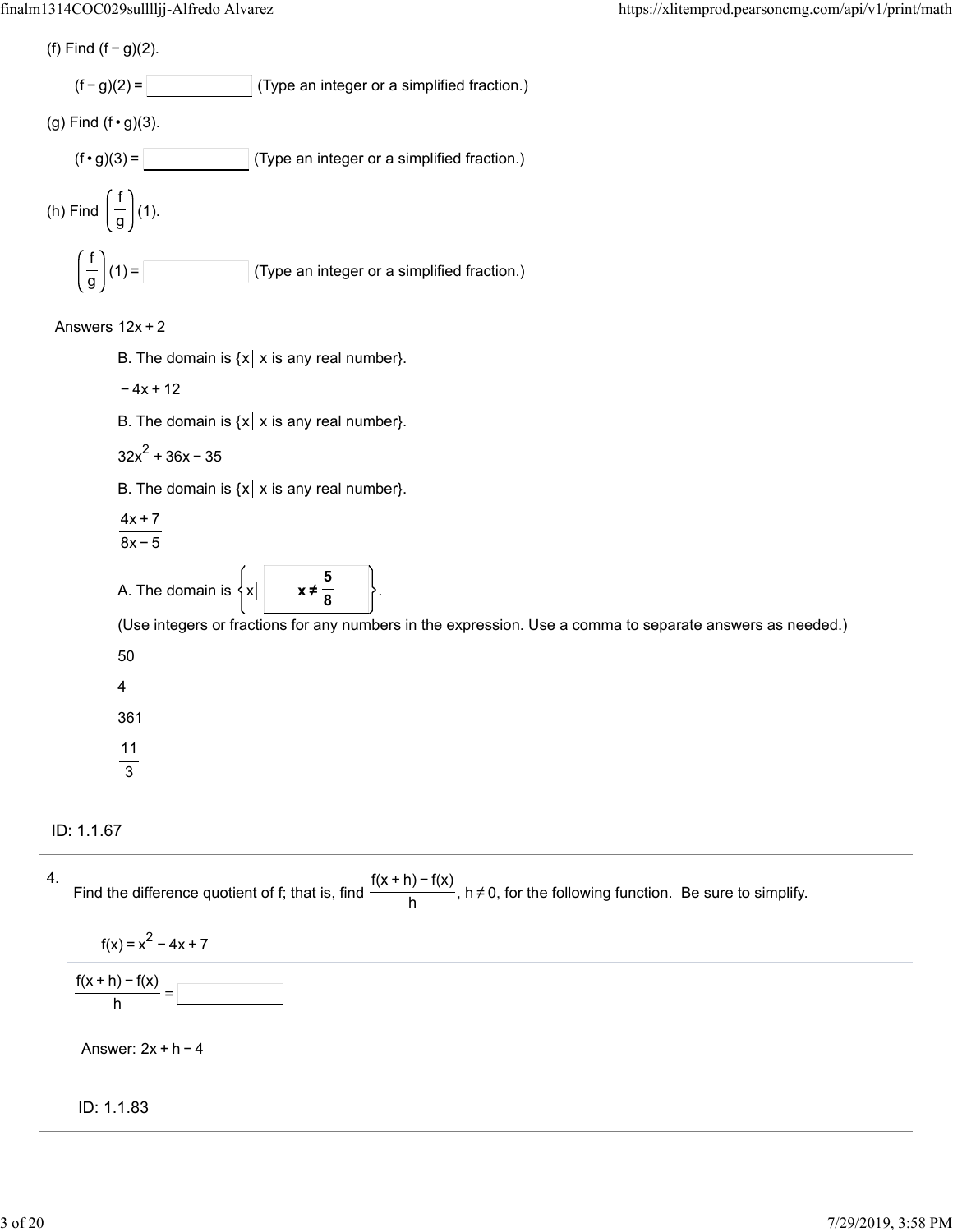(f) Find $(f - g)(2)$.

$(f - g)(2) =$ ______ (Type an integer or a simplified fraction.)

(g) Find $(f \cdot g)(3)$.

$(f \cdot g)(3) =$ ______ (Type an integer or a simplified fraction.)

(h) Find $\left(\frac{f}{g}\right)(1)$.

$\left(\frac{f}{g}\right)(1) =$ ______ (Type an integer or a simplified fraction.)

Answers $12x + 2$

B. The domain is $\{x \mid x \text{ is any real number}\}$.

$-4x + 12$

B. The domain is $\{x \mid x \text{ is any real number}\}$.

$32x^2 + 36x - 35$

B. The domain is $\{x \mid x \text{ is any real number}\}$.

$\frac{4x + 7}{8x - 5}$

A. The domain is $\left\{x \mid \mathbf{x \neq \frac{5}{8}}\right\}$.

(Use integers or fractions for any numbers in the expression. Use a comma to separate answers as needed.)

50

4

361

$\frac{11}{3}$

ID: 1.1.67

---

4. Find the difference quotient of f; that is, find $\frac{f(x + h) - f(x)}{h}$, $h \neq 0$, for the following function. Be sure to simplify.

$f(x) = x^2 - 4x + 7$

$\frac{f(x + h) - f(x)}{h} =$ ______

Answer: $2x + h - 4$

ID: 1.1.83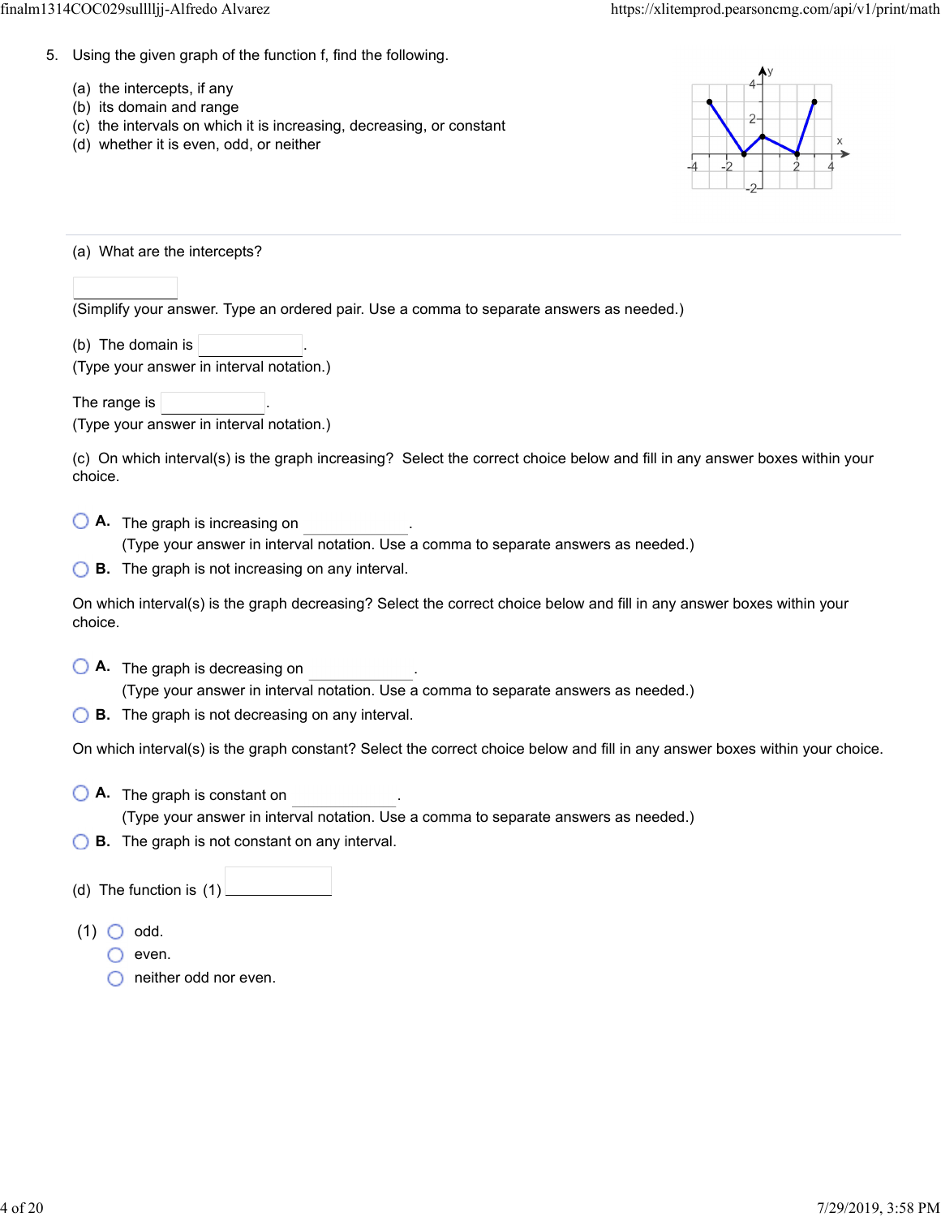5. Using the given graph of the function f, find the following.

(a) the intercepts, if any
(b) its domain and range
(c) the intervals on which it is increasing, decreasing, or constant
(d) whether it is even, odd, or neither

---

(a) What are the intercepts?

\_\_\_\_\_\_\_\_\_\_

(Simplify your answer. Type an ordered pair. Use a comma to separate answers as needed.)

(b) The domain is \_\_\_\_\_\_\_\_\_\_.
(Type your answer in interval notation.)

The range is \_\_\_\_\_\_\_\_\_\_.
(Type your answer in interval notation.)

(c) On which interval(s) is the graph increasing? Select the correct choice below and fill in any answer boxes within your choice.

- **A.** The graph is increasing on \_\_\_\_\_\_\_\_\_\_.
  (Type your answer in interval notation. Use a comma to separate answers as needed.)
- **B.** The graph is not increasing on any interval.

On which interval(s) is the graph decreasing? Select the correct choice below and fill in any answer boxes within your choice.

- **A.** The graph is decreasing on \_\_\_\_\_\_\_\_\_\_.
  (Type your answer in interval notation. Use a comma to separate answers as needed.)
- **B.** The graph is not decreasing on any interval.

On which interval(s) is the graph constant? Select the correct choice below and fill in any answer boxes within your choice.

- **A.** The graph is constant on \_\_\_\_\_\_\_\_\_\_.
  (Type your answer in interval notation. Use a comma to separate answers as needed.)
- **B.** The graph is not constant on any interval.

(d) The function is (1) \_\_\_\_\_\_\_\_\_\_

(1)
- odd.
- even.
- neither odd nor even.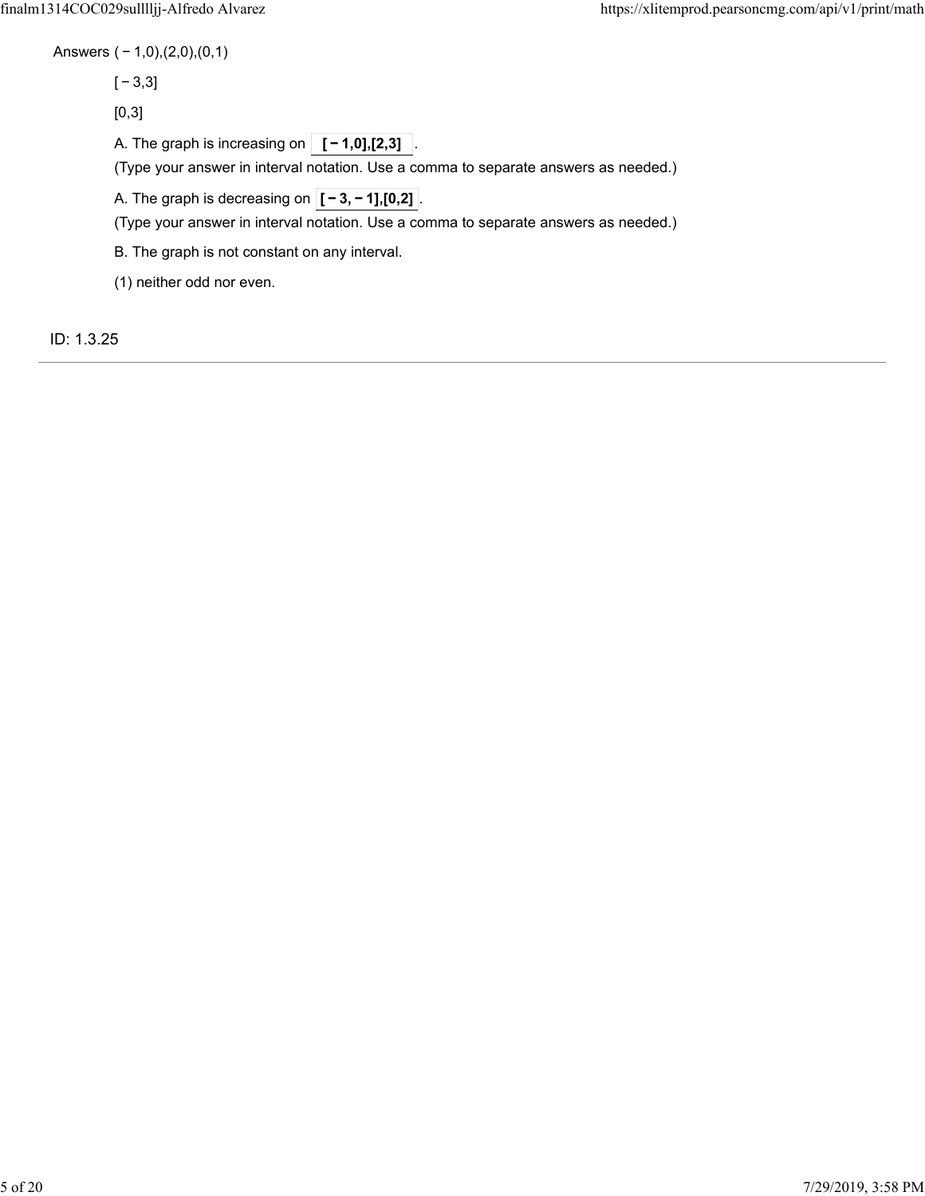Answers $(-1,0),(2,0),(0,1)$

$[-3,3]$

$[0,3]$

A. The graph is increasing on **$[-1,0],[2,3]$**.

(Type your answer in interval notation. Use a comma to separate answers as needed.)

A. The graph is decreasing on **$[-3,-1],[0,2]$**.

(Type your answer in interval notation. Use a comma to separate answers as needed.)

B. The graph is not constant on any interval.

(1) neither odd nor even.

ID: 1.3.25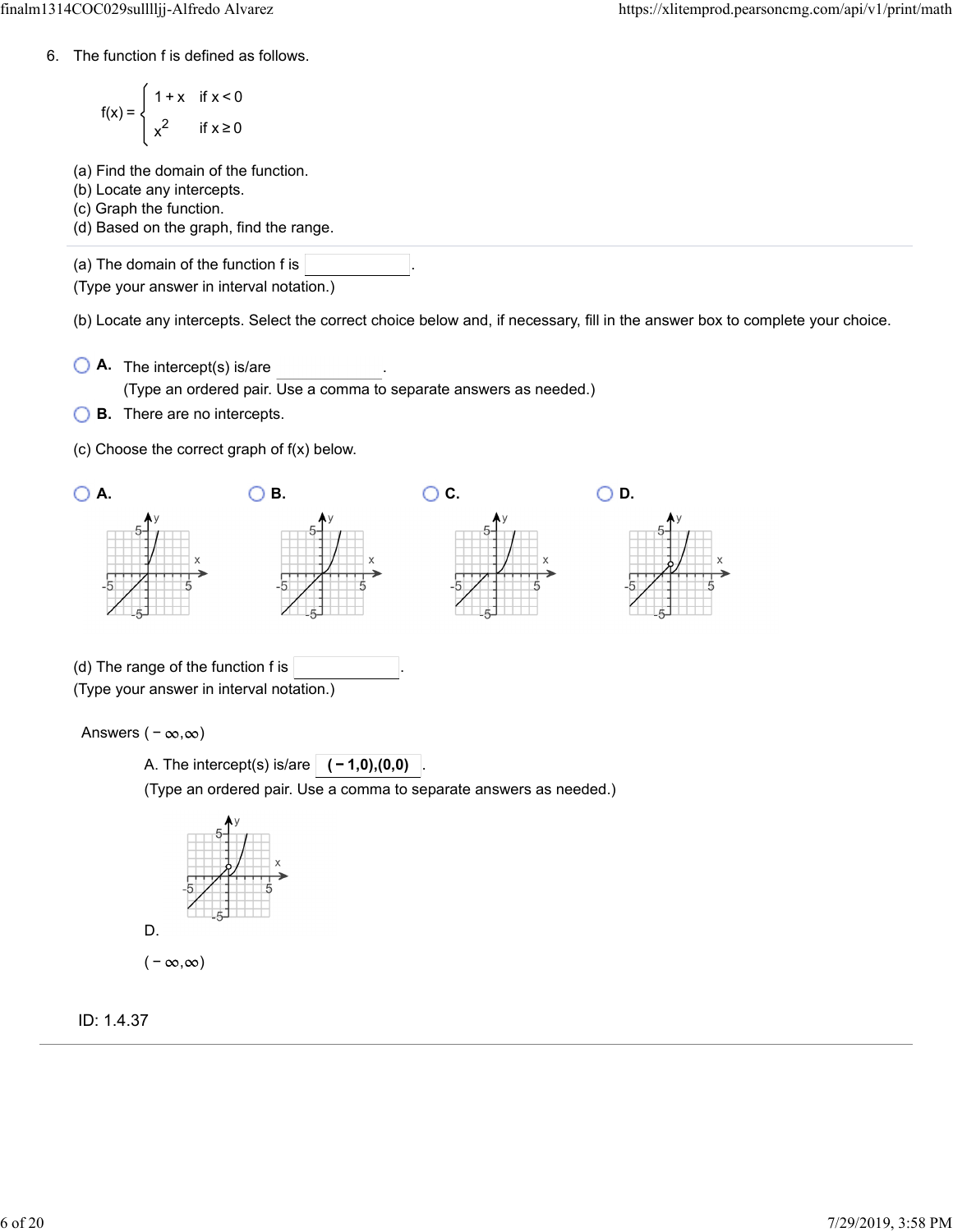6. The function f is defined as follows.

$$f(x) = \begin{cases} 1 + x & \text{if } x < 0 \\ x^2 & \text{if } x \geq 0 \end{cases}$$

(a) Find the domain of the function.
(b) Locate any intercepts.
(c) Graph the function.
(d) Based on the graph, find the range.

---

(a) The domain of the function f is ______.
(Type your answer in interval notation.)

(b) Locate any intercepts. Select the correct choice below and, if necessary, fill in the answer box to complete your choice.

- **A.** The intercept(s) is/are ______.
  (Type an ordered pair. Use a comma to separate answers as needed.)
- **B.** There are no intercepts.

(c) Choose the correct graph of f(x) below.

**A.** **B.** **C.** **D.**

(d) The range of the function f is ______.
(Type your answer in interval notation.)

Answers $(-\infty,\infty)$

A. The intercept(s) is/are $(-1,0),(0,0)$.
(Type an ordered pair. Use a comma to separate answers as needed.)

D.

$(-\infty,\infty)$

ID: 1.4.37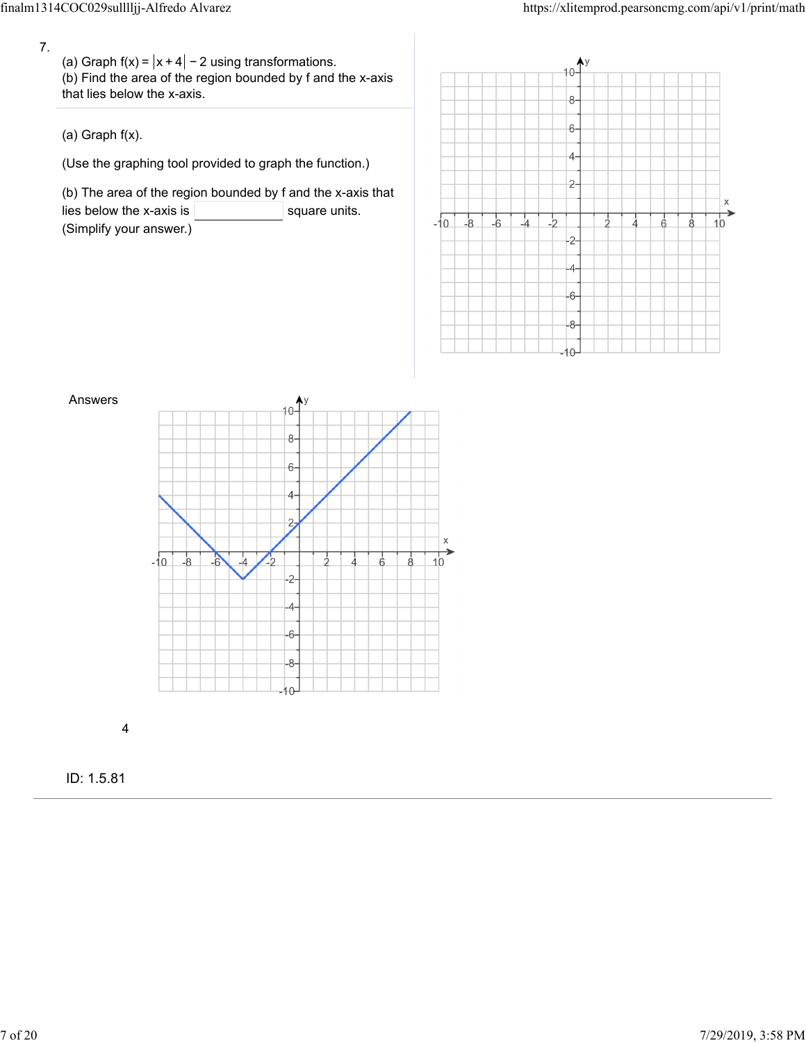7.

(a) Graph $f(x) = |x + 4| - 2$ using transformations.
(b) Find the area of the region bounded by f and the x-axis that lies below the x-axis.

(a) Graph f(x).

(Use the graphing tool provided to graph the function.)

(b) The area of the region bounded by f and the x-axis that lies below the x-axis is ____________ square units.
(Simplify your answer.)

Answers

4

ID: 1.5.81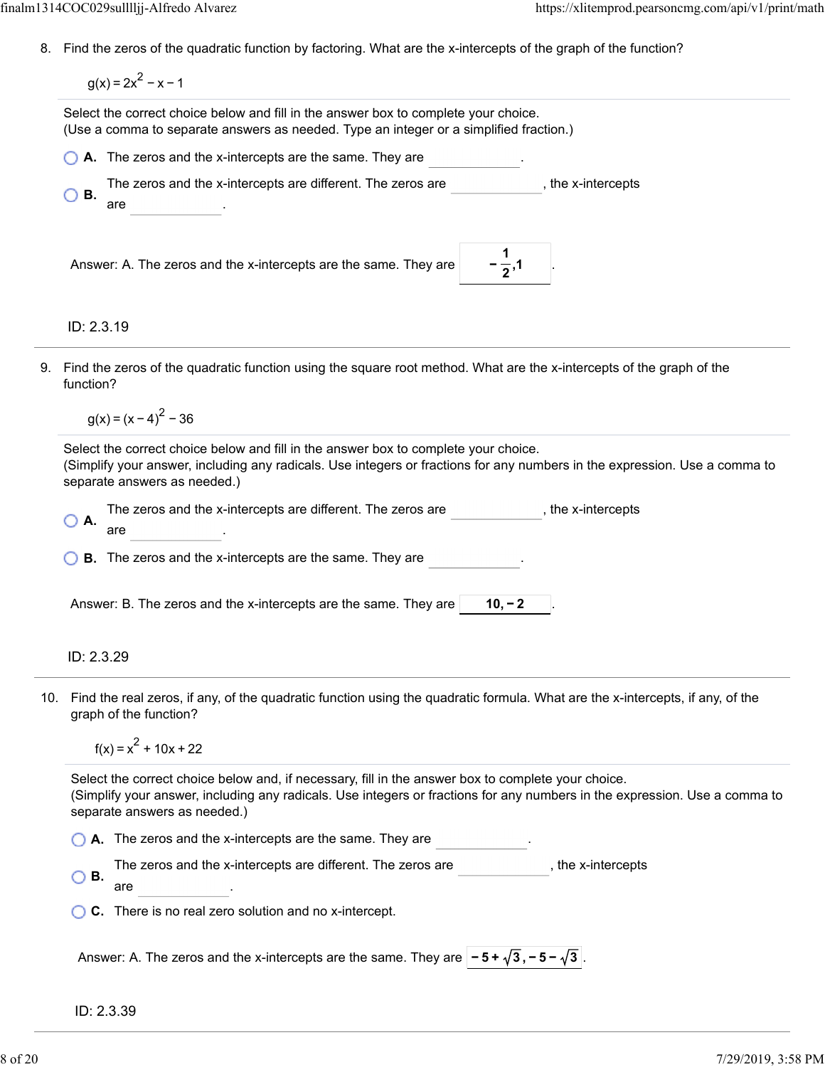8. Find the zeros of the quadratic function by factoring. What are the x-intercepts of the graph of the function?

$$g(x) = 2x^2 - x - 1$$

Select the correct choice below and fill in the answer box to complete your choice.
(Use a comma to separate answers as needed. Type an integer or a simplified fraction.)

- **A.** The zeros and the x-intercepts are the same. They are ________.
- **B.** The zeros and the x-intercepts are different. The zeros are ________, the x-intercepts are ________.

Answer: A. The zeros and the x-intercepts are the same. They are $-\frac{1}{2}, 1$.

ID: 2.3.19

9. Find the zeros of the quadratic function using the square root method. What are the x-intercepts of the graph of the function?

$$g(x) = (x - 4)^2 - 36$$

Select the correct choice below and fill in the answer box to complete your choice.
(Simplify your answer, including any radicals. Use integers or fractions for any numbers in the expression. Use a comma to separate answers as needed.)

- **A.** The zeros and the x-intercepts are different. The zeros are ________, the x-intercepts are ________.
- **B.** The zeros and the x-intercepts are the same. They are ________.

Answer: B. The zeros and the x-intercepts are the same. They are $10, -2$.

ID: 2.3.29

10. Find the real zeros, if any, of the quadratic function using the quadratic formula. What are the x-intercepts, if any, of the graph of the function?

$$f(x) = x^2 + 10x + 22$$

Select the correct choice below and, if necessary, fill in the answer box to complete your choice.
(Simplify your answer, including any radicals. Use integers or fractions for any numbers in the expression. Use a comma to separate answers as needed.)

- **A.** The zeros and the x-intercepts are the same. They are ________.
- **B.** The zeros and the x-intercepts are different. The zeros are ________, the x-intercepts are ________.
- **C.** There is no real zero solution and no x-intercept.

Answer: A. The zeros and the x-intercepts are the same. They are $-5 + \sqrt{3}, -5 - \sqrt{3}$.

ID: 2.3.39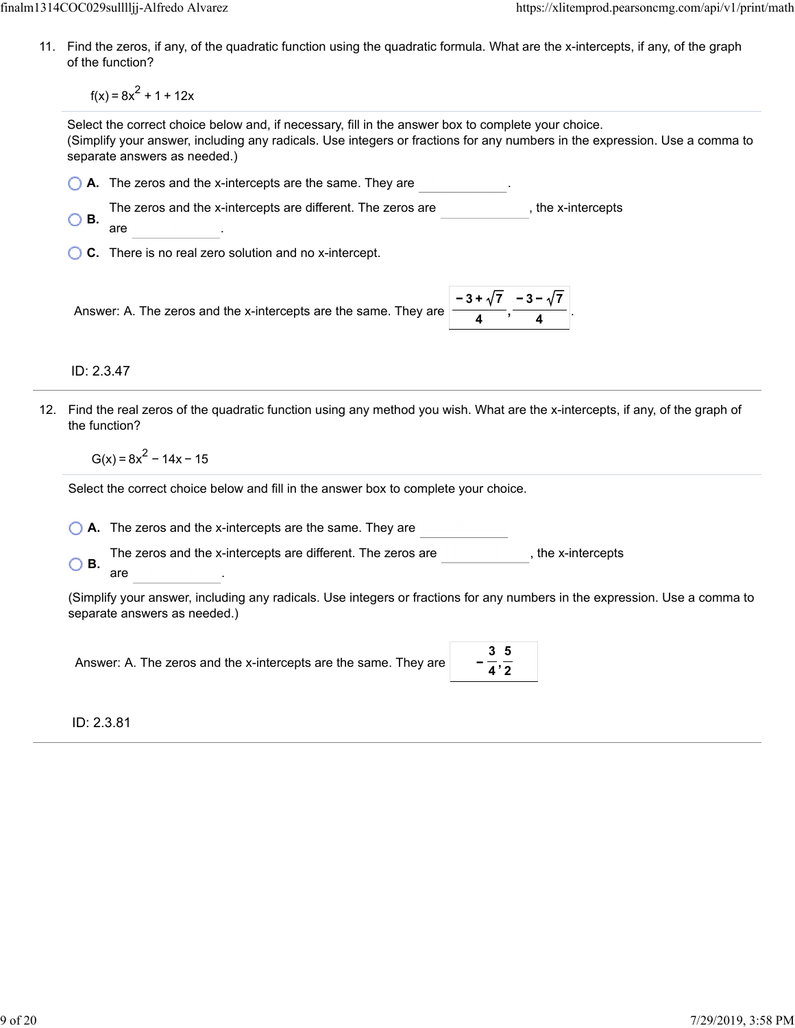11. Find the zeros, if any, of the quadratic function using the quadratic formula. What are the x-intercepts, if any, of the graph of the function?

$$f(x) = 8x^2 + 1 + 12x$$

Select the correct choice below and, if necessary, fill in the answer box to complete your choice.
(Simplify your answer, including any radicals. Use integers or fractions for any numbers in the expression. Use a comma to separate answers as needed.)

- **A.** The zeros and the x-intercepts are the same. They are \_\_\_\_\_\_\_\_.
- **B.** The zeros and the x-intercepts are different. The zeros are \_\_\_\_\_\_\_\_, the x-intercepts are \_\_\_\_\_\_\_\_.
- **C.** There is no real zero solution and no x-intercept.

Answer: A. The zeros and the x-intercepts are the same. They are $\frac{-3+\sqrt{7}}{4}, \frac{-3-\sqrt{7}}{4}$.

ID: 2.3.47

---

12. Find the real zeros of the quadratic function using any method you wish. What are the x-intercepts, if any, of the graph of the function?

$$G(x) = 8x^2 - 14x - 15$$

Select the correct choice below and fill in the answer box to complete your choice.

- **A.** The zeros and the x-intercepts are the same. They are \_\_\_\_\_\_\_\_
- **B.** The zeros and the x-intercepts are different. The zeros are \_\_\_\_\_\_\_\_, the x-intercepts are \_\_\_\_\_\_\_\_.

(Simplify your answer, including any radicals. Use integers or fractions for any numbers in the expression. Use a comma to separate answers as needed.)

Answer: A. The zeros and the x-intercepts are the same. They are $-\frac{3}{4}, \frac{5}{2}$

ID: 2.3.81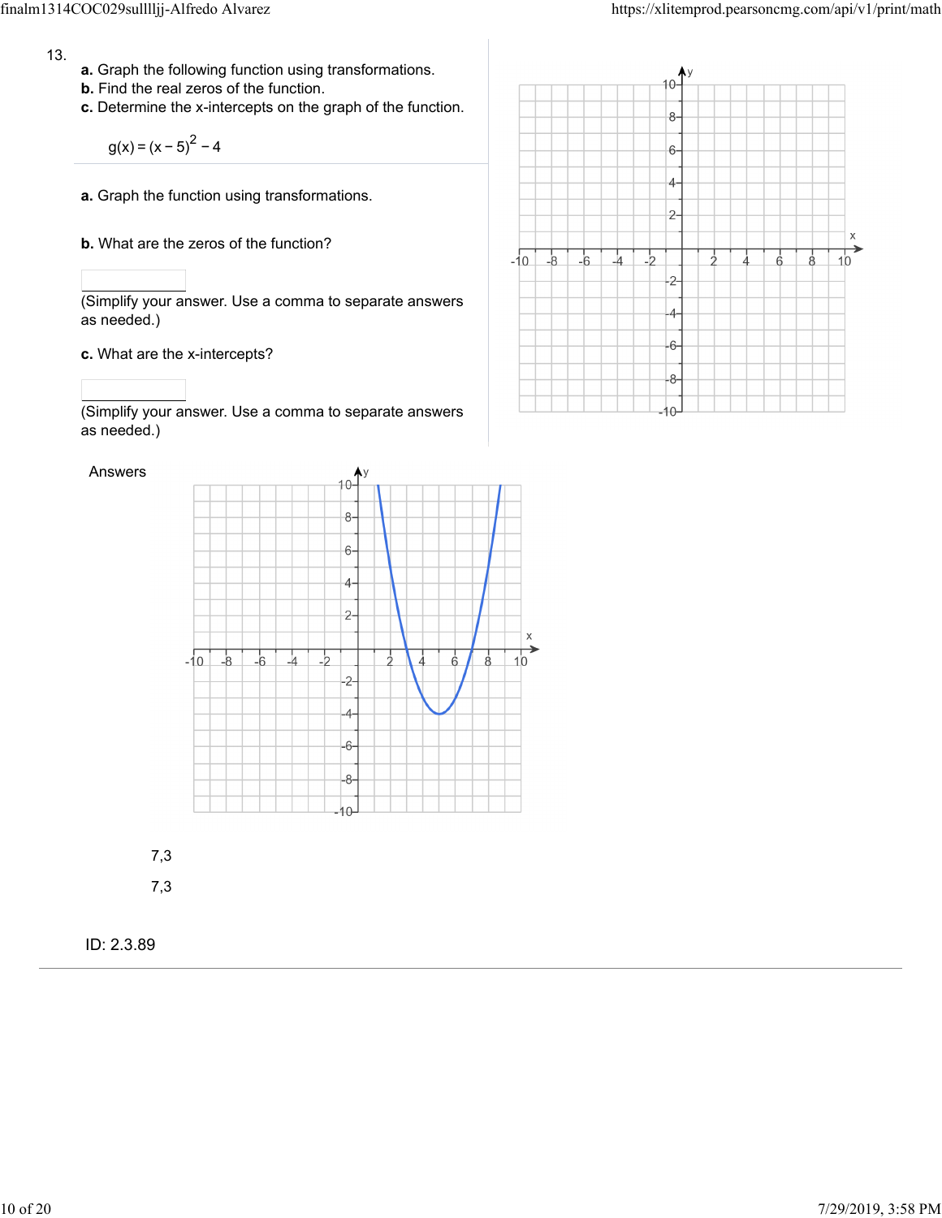13.

**a.** Graph the following function using transformations.
**b.** Find the real zeros of the function.
**c.** Determine the x-intercepts on the graph of the function.

$$g(x) = (x - 5)^2 - 4$$

**a.** Graph the function using transformations.

**b.** What are the zeros of the function?

(Simplify your answer. Use a comma to separate answers as needed.)

**c.** What are the x-intercepts?

(Simplify your answer. Use a comma to separate answers as needed.)

Answers

7,3

7,3

ID: 2.3.89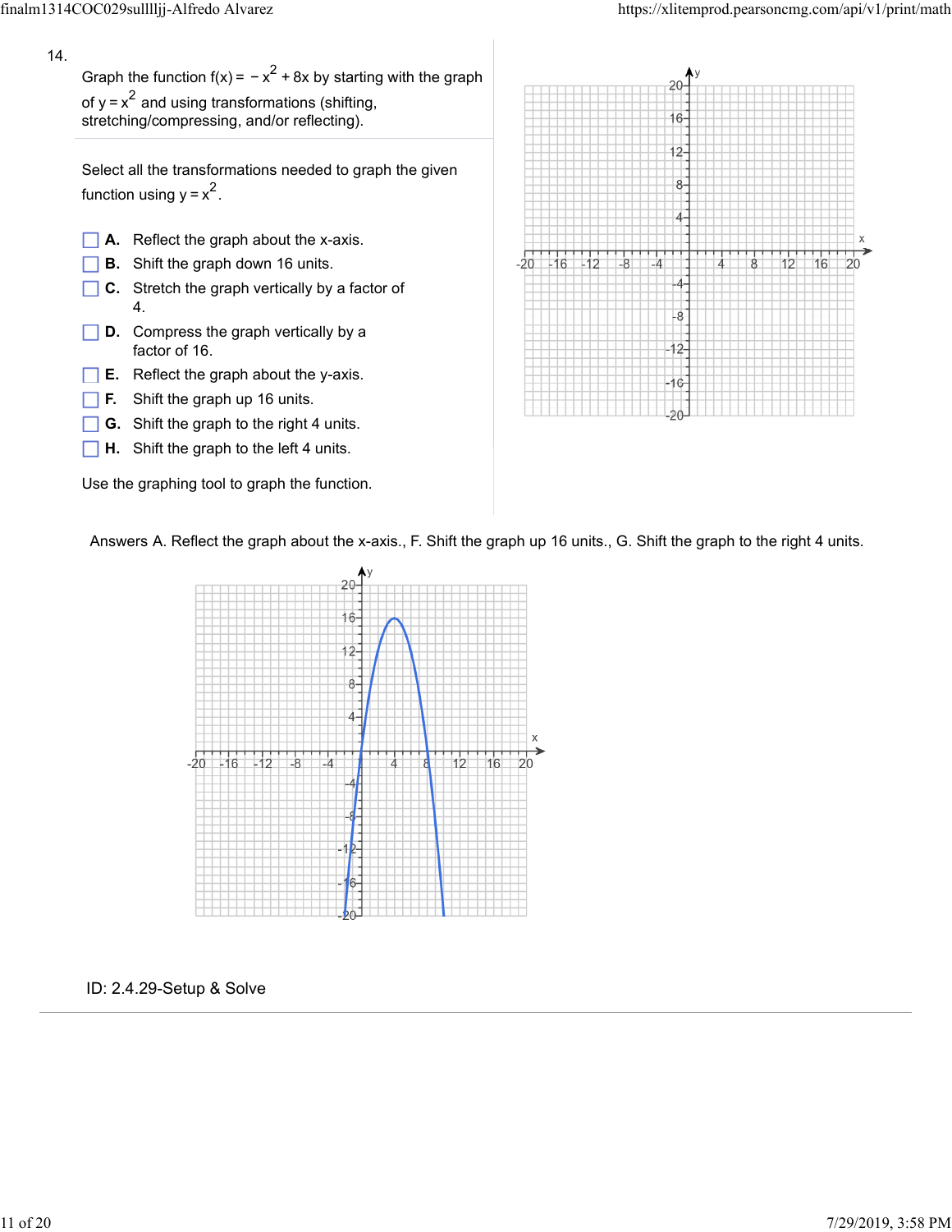14.

Graph the function $f(x) = -x^2 + 8x$ by starting with the graph of $y = x^2$ and using transformations (shifting, stretching/compressing, and/or reflecting).

Select all the transformations needed to graph the given function using $y = x^2$.

- [ ] **A.** Reflect the graph about the x-axis.
- [ ] **B.** Shift the graph down 16 units.
- [ ] **C.** Stretch the graph vertically by a factor of 4.
- [ ] **D.** Compress the graph vertically by a factor of 16.
- [ ] **E.** Reflect the graph about the y-axis.
- [ ] **F.** Shift the graph up 16 units.
- [ ] **G.** Shift the graph to the right 4 units.
- [ ] **H.** Shift the graph to the left 4 units.

Use the graphing tool to graph the function.

Answers A. Reflect the graph about the x-axis., F. Shift the graph up 16 units., G. Shift the graph to the right 4 units.

ID: 2.4.29-Setup & Solve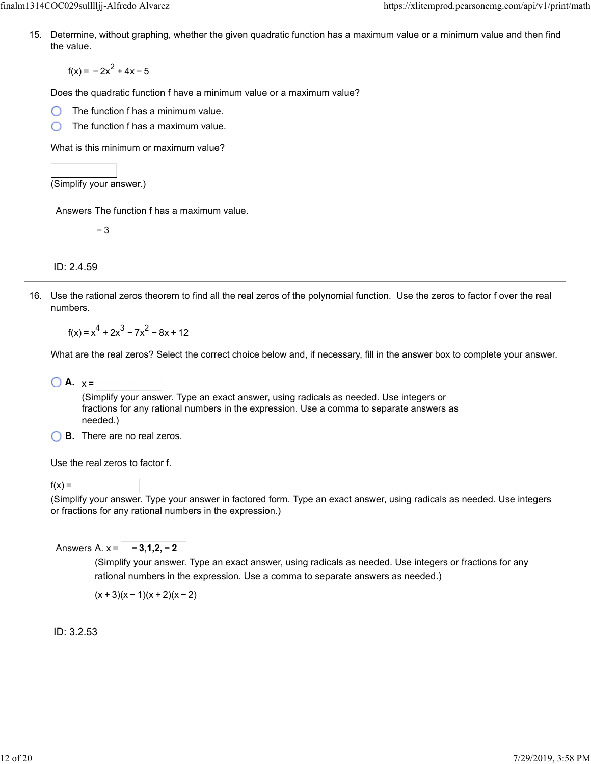15. Determine, without graphing, whether the given quadratic function has a maximum value or a minimum value and then find the value.

$$f(x) = -2x^2 + 4x - 5$$

Does the quadratic function f have a minimum value or a maximum value?

- ◯ The function f has a minimum value.
- ◯ The function f has a maximum value.

What is this minimum or maximum value?

\_\_\_\_\_\_\_\_

(Simplify your answer.)

Answers The function f has a maximum value.

$-3$

ID: 2.4.59

---

16. Use the rational zeros theorem to find all the real zeros of the polynomial function. Use the zeros to factor f over the real numbers.

$$f(x) = x^4 + 2x^3 - 7x^2 - 8x + 12$$

What are the real zeros? Select the correct choice below and, if necessary, fill in the answer box to complete your answer.

- ◯ **A.** x = \_\_\_\_\_\_\_\_

  (Simplify your answer. Type an exact answer, using radicals as needed. Use integers or fractions for any rational numbers in the expression. Use a comma to separate answers as needed.)
- ◯ **B.** There are no real zeros.

Use the real zeros to factor f.

f(x) = \_\_\_\_\_\_\_\_

(Simplify your answer. Type your answer in factored form. Type an exact answer, using radicals as needed. Use integers or fractions for any rational numbers in the expression.)

Answers A. x = **$-3, 1, 2, -2$**

(Simplify your answer. Type an exact answer, using radicals as needed. Use integers or fractions for any rational numbers in the expression. Use a comma to separate answers as needed.)

$(x + 3)(x - 1)(x + 2)(x - 2)$

ID: 3.2.53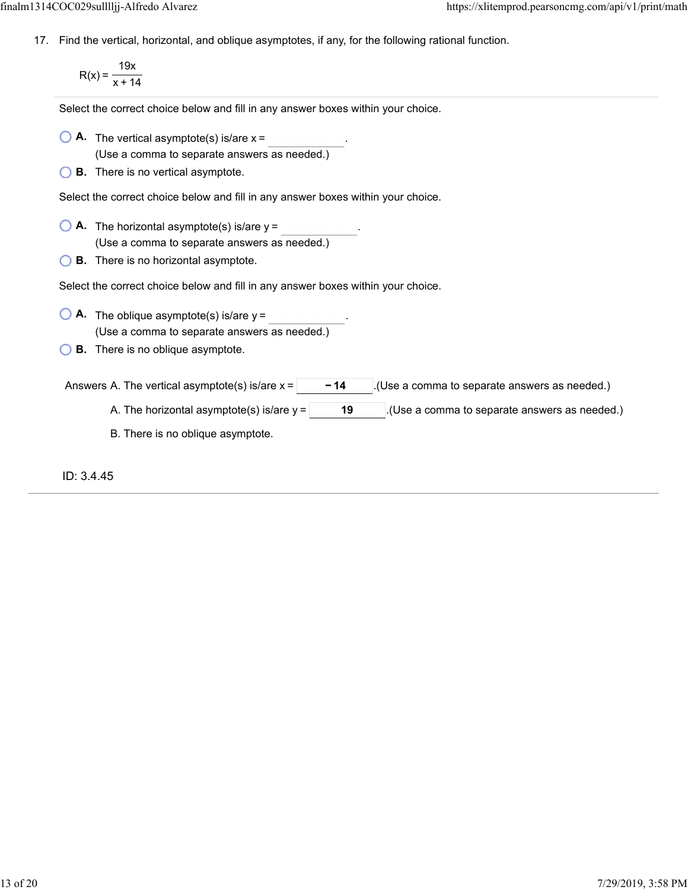17. Find the vertical, horizontal, and oblique asymptotes, if any, for the following rational function.

$$R(x) = \frac{19x}{x + 14}$$

Select the correct choice below and fill in any answer boxes within your choice.

- **A.** The vertical asymptote(s) is/are x = ____________.
  (Use a comma to separate answers as needed.)
- **B.** There is no vertical asymptote.

Select the correct choice below and fill in any answer boxes within your choice.

- **A.** The horizontal asymptote(s) is/are y = ____________.
  (Use a comma to separate answers as needed.)
- **B.** There is no horizontal asymptote.

Select the correct choice below and fill in any answer boxes within your choice.

- **A.** The oblique asymptote(s) is/are y = ____________.
  (Use a comma to separate answers as needed.)
- **B.** There is no oblique asymptote.

Answers A. The vertical asymptote(s) is/are x = **− 14** .(Use a comma to separate answers as needed.)

A. The horizontal asymptote(s) is/are y = **19** .(Use a comma to separate answers as needed.)

B. There is no oblique asymptote.

ID: 3.4.45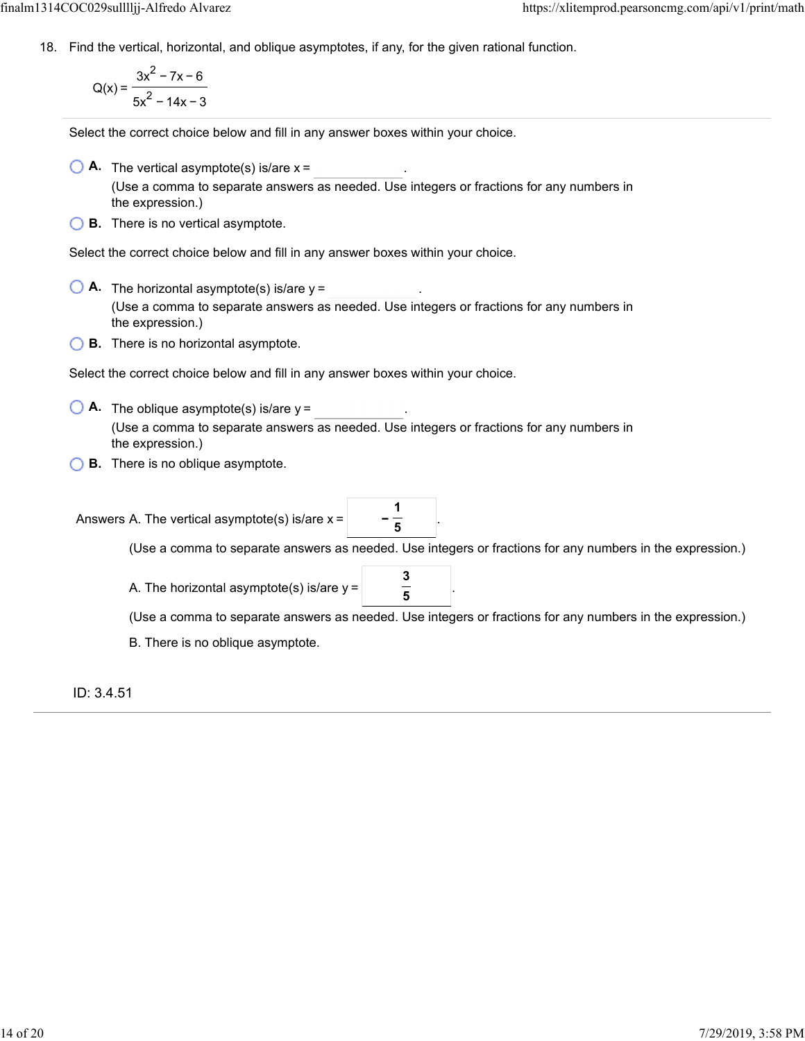18. Find the vertical, horizontal, and oblique asymptotes, if any, for the given rational function.

$$Q(x) = \frac{3x^2 - 7x - 6}{5x^2 - 14x - 3}$$

Select the correct choice below and fill in any answer boxes within your choice.

- **A.** The vertical asymptote(s) is/are x = ______.
  (Use a comma to separate answers as needed. Use integers or fractions for any numbers in the expression.)
- **B.** There is no vertical asymptote.

Select the correct choice below and fill in any answer boxes within your choice.

- **A.** The horizontal asymptote(s) is/are y = ______.
  (Use a comma to separate answers as needed. Use integers or fractions for any numbers in the expression.)
- **B.** There is no horizontal asymptote.

Select the correct choice below and fill in any answer boxes within your choice.

- **A.** The oblique asymptote(s) is/are y = ______.
  (Use a comma to separate answers as needed. Use integers or fractions for any numbers in the expression.)
- **B.** There is no oblique asymptote.

Answers A. The vertical asymptote(s) is/are x = $-\frac{1}{5}$.

(Use a comma to separate answers as needed. Use integers or fractions for any numbers in the expression.)

A. The horizontal asymptote(s) is/are y = $\frac{3}{5}$.

(Use a comma to separate answers as needed. Use integers or fractions for any numbers in the expression.)

B. There is no oblique asymptote.

ID: 3.4.51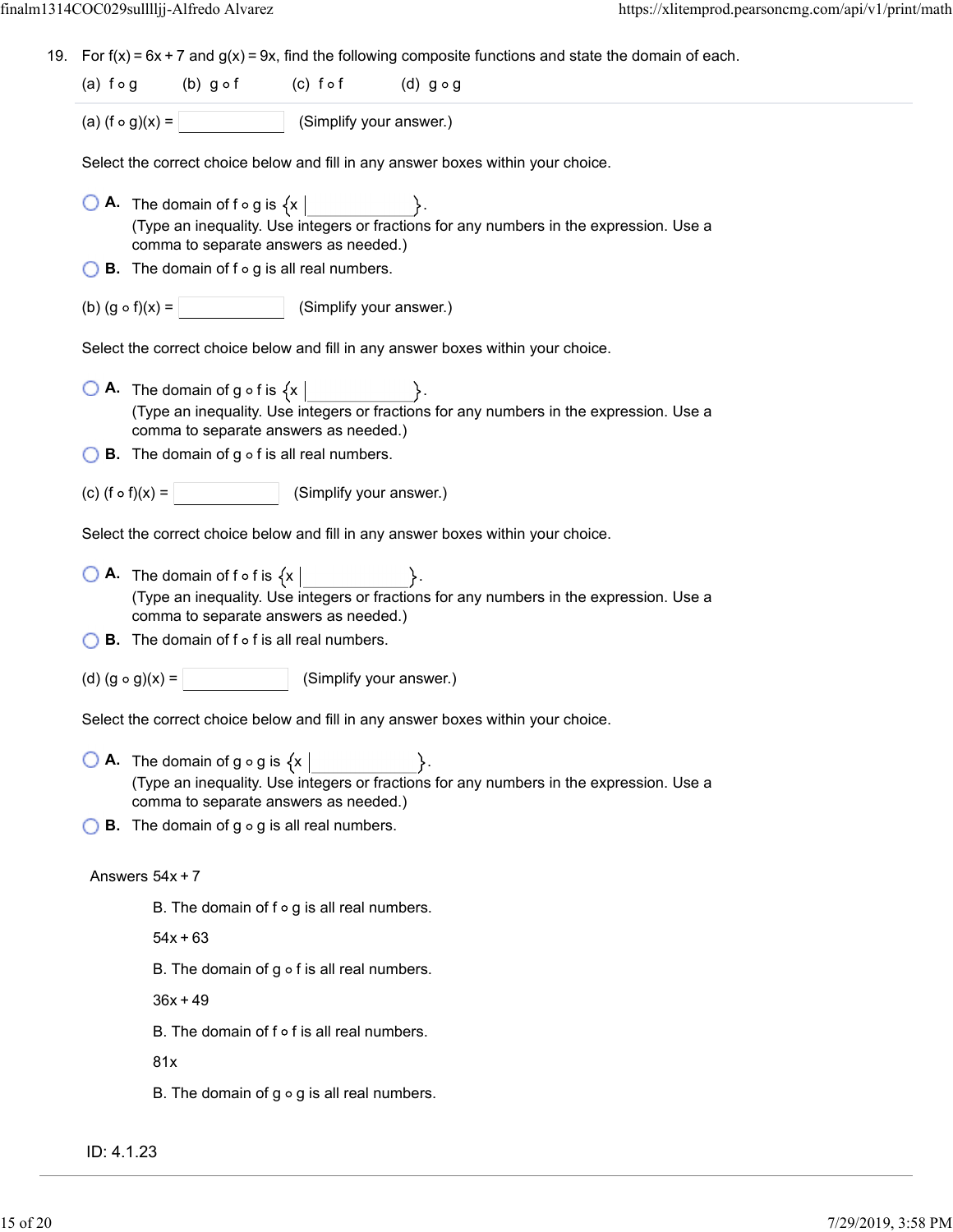19. For $f(x) = 6x + 7$ and $g(x) = 9x$, find the following composite functions and state the domain of each.

(a) $f \circ g$ (b) $g \circ f$ (c) $f \circ f$ (d) $g \circ g$

(a) $(f \circ g)(x) =$ ______ (Simplify your answer.)

Select the correct choice below and fill in any answer boxes within your choice.

- **A.** The domain of $f \circ g$ is $\{x \mid$ ______ $\}$.
(Type an inequality. Use integers or fractions for any numbers in the expression. Use a comma to separate answers as needed.)
- **B.** The domain of $f \circ g$ is all real numbers.

(b) $(g \circ f)(x) =$ ______ (Simplify your answer.)

Select the correct choice below and fill in any answer boxes within your choice.

- **A.** The domain of $g \circ f$ is $\{x \mid$ ______ $\}$.
(Type an inequality. Use integers or fractions for any numbers in the expression. Use a comma to separate answers as needed.)
- **B.** The domain of $g \circ f$ is all real numbers.

(c) $(f \circ f)(x) =$ ______ (Simplify your answer.)

Select the correct choice below and fill in any answer boxes within your choice.

- **A.** The domain of $f \circ f$ is $\{x \mid$ ______ $\}$.
(Type an inequality. Use integers or fractions for any numbers in the expression. Use a comma to separate answers as needed.)
- **B.** The domain of $f \circ f$ is all real numbers.

(d) $(g \circ g)(x) =$ ______ (Simplify your answer.)

Select the correct choice below and fill in any answer boxes within your choice.

- **A.** The domain of $g \circ g$ is $\{x \mid$ ______ $\}$.
(Type an inequality. Use integers or fractions for any numbers in the expression. Use a comma to separate answers as needed.)
- **B.** The domain of $g \circ g$ is all real numbers.

Answers $54x + 7$

B. The domain of $f \circ g$ is all real numbers.

$54x + 63$

B. The domain of $g \circ f$ is all real numbers.

$36x + 49$

B. The domain of $f \circ f$ is all real numbers.

$81x$

B. The domain of $g \circ g$ is all real numbers.

ID: 4.1.23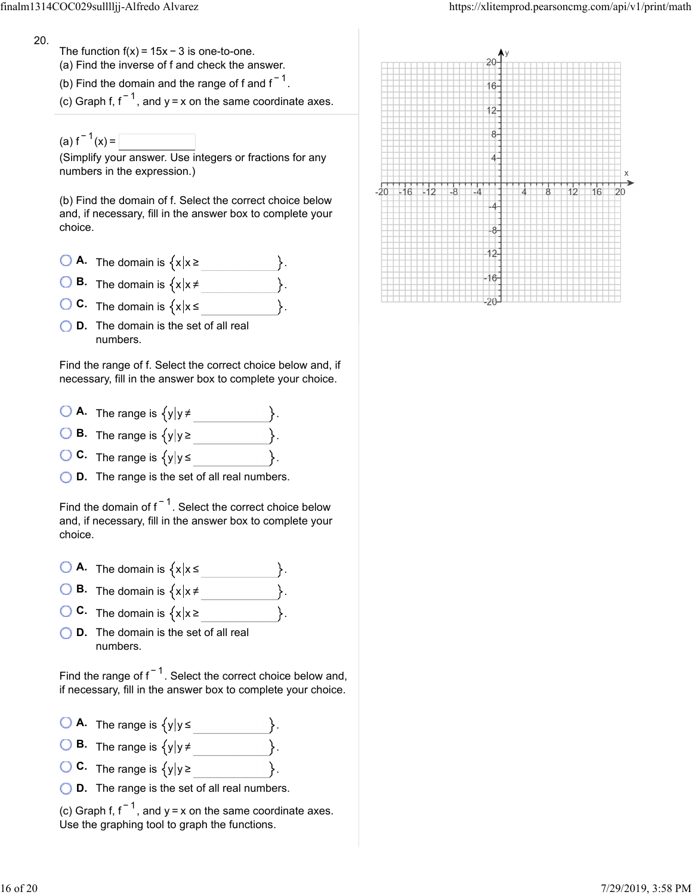20.

The function $f(x) = 15x - 3$ is one-to-one.
(a) Find the inverse of f and check the answer.
(b) Find the domain and the range of f and $f^{-1}$.
(c) Graph f, $f^{-1}$, and $y = x$ on the same coordinate axes.

(a) $f^{-1}(x) =$ ______
(Simplify your answer. Use integers or fractions for any numbers in the expression.)

(b) Find the domain of f. Select the correct choice below and, if necessary, fill in the answer box to complete your choice.

- A. The domain is $\{x | x \geq$ ______ $\}$.
- B. The domain is $\{x | x \neq$ ______ $\}$.
- C. The domain is $\{x | x \leq$ ______ $\}$.
- D. The domain is the set of all real numbers.

Find the range of f. Select the correct choice below and, if necessary, fill in the answer box to complete your choice.

- A. The range is $\{y | y \neq$ ______ $\}$.
- B. The range is $\{y | y \geq$ ______ $\}$.
- C. The range is $\{y | y \leq$ ______ $\}$.
- D. The range is the set of all real numbers.

Find the domain of $f^{-1}$. Select the correct choice below and, if necessary, fill in the answer box to complete your choice.

- A. The domain is $\{x | x \leq$ ______ $\}$.
- B. The domain is $\{x | x \neq$ ______ $\}$.
- C. The domain is $\{x | x \geq$ ______ $\}$.
- D. The domain is the set of all real numbers.

Find the range of $f^{-1}$. Select the correct choice below and, if necessary, fill in the answer box to complete your choice.

- A. The range is $\{y | y \leq$ ______ $\}$.
- B. The range is $\{y | y \neq$ ______ $\}$.
- C. The range is $\{y | y \geq$ ______ $\}$.
- D. The range is the set of all real numbers.

(c) Graph f, $f^{-1}$, and $y = x$ on the same coordinate axes.
Use the graphing tool to graph the functions.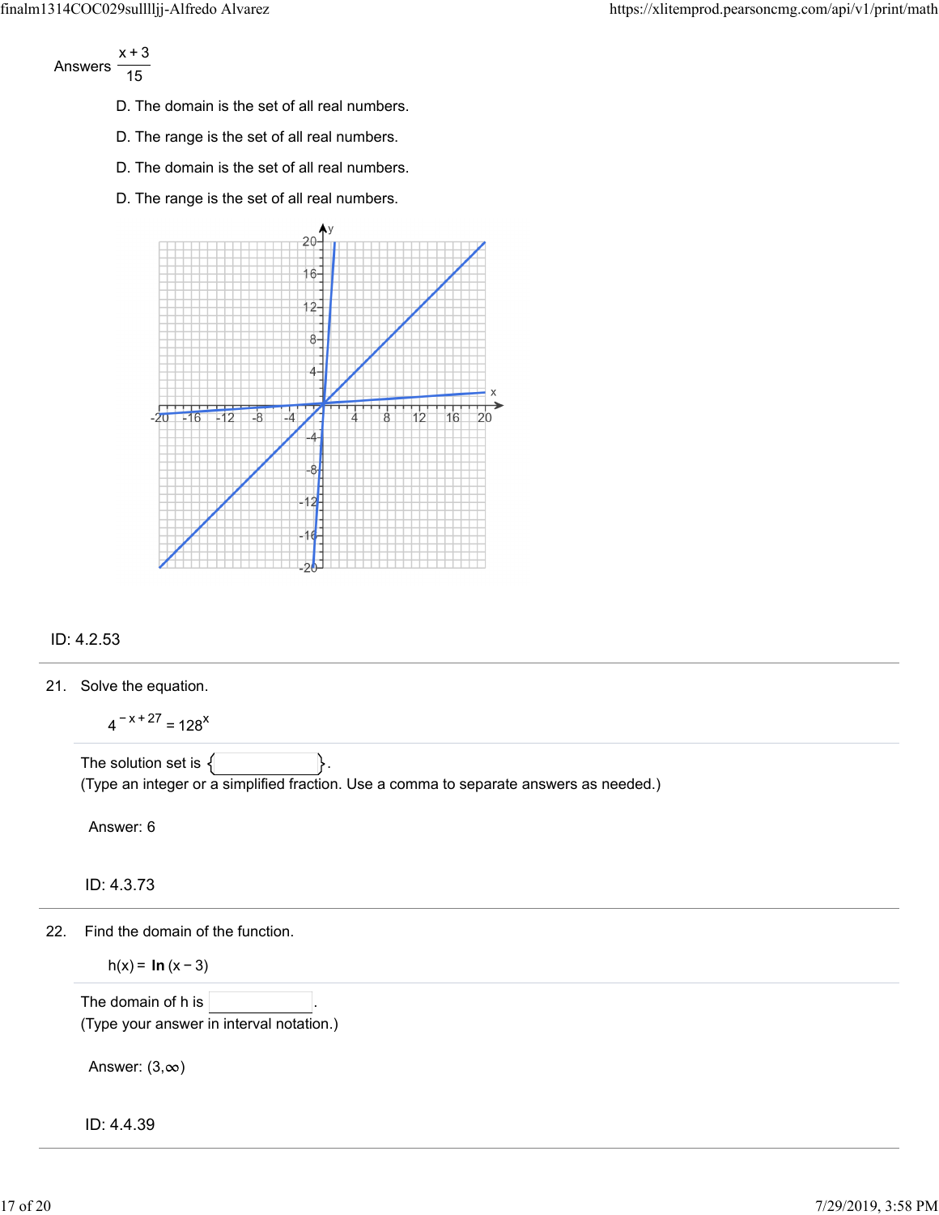Answers $\dfrac{x+3}{15}$

D. The domain is the set of all real numbers.

D. The range is the set of all real numbers.

D. The domain is the set of all real numbers.

D. The range is the set of all real numbers.

ID: 4.2.53

---

21. Solve the equation.

$$4^{-x+27} = 128^{x}$$

The solution set is { }.
(Type an integer or a simplified fraction. Use a comma to separate answers as needed.)

Answer: 6

ID: 4.3.73

---

22. Find the domain of the function.

$$h(x) = \ln(x-3)$$

The domain of h is ______.
(Type your answer in interval notation.)

Answer: $(3,\infty)$

ID: 4.4.39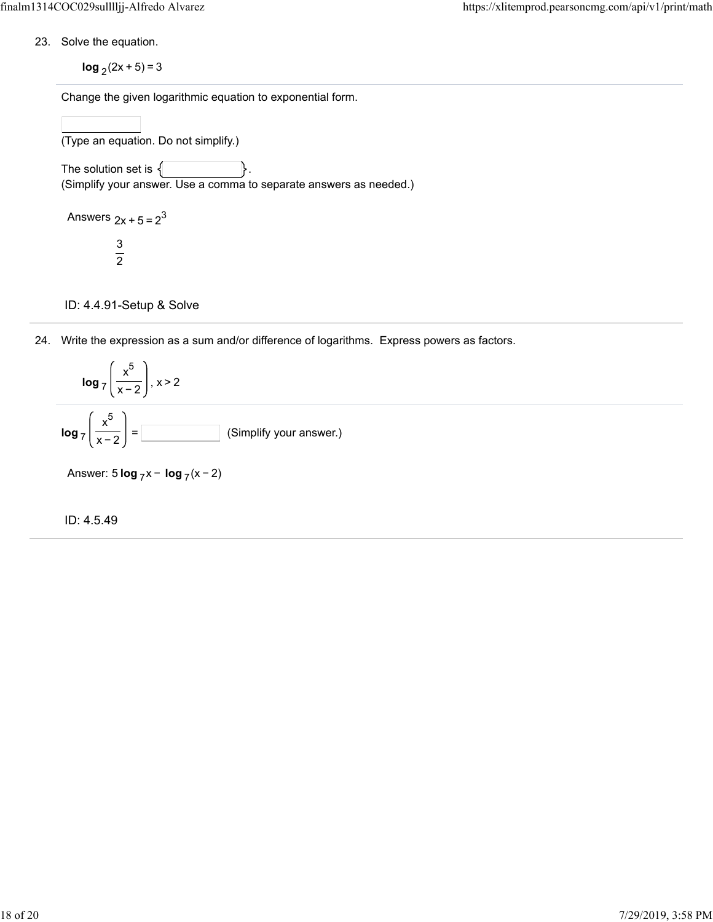23. Solve the equation.

$$\log_2(2x + 5) = 3$$

Change the given logarithmic equation to exponential form.

(Type an equation. Do not simplify.)

The solution set is { }.
(Simplify your answer. Use a comma to separate answers as needed.)

Answers $2x + 5 = 2^3$

$\frac{3}{2}$

ID: 4.4.91-Setup & Solve

---

24. Write the expression as a sum and/or difference of logarithms. Express powers as factors.

$$\log_7\left(\frac{x^5}{x-2}\right), x > 2$$

$\log_7\left(\frac{x^5}{x-2}\right) =$ (Simplify your answer.)

Answer: $5\log_7 x - \log_7(x-2)$

ID: 4.5.49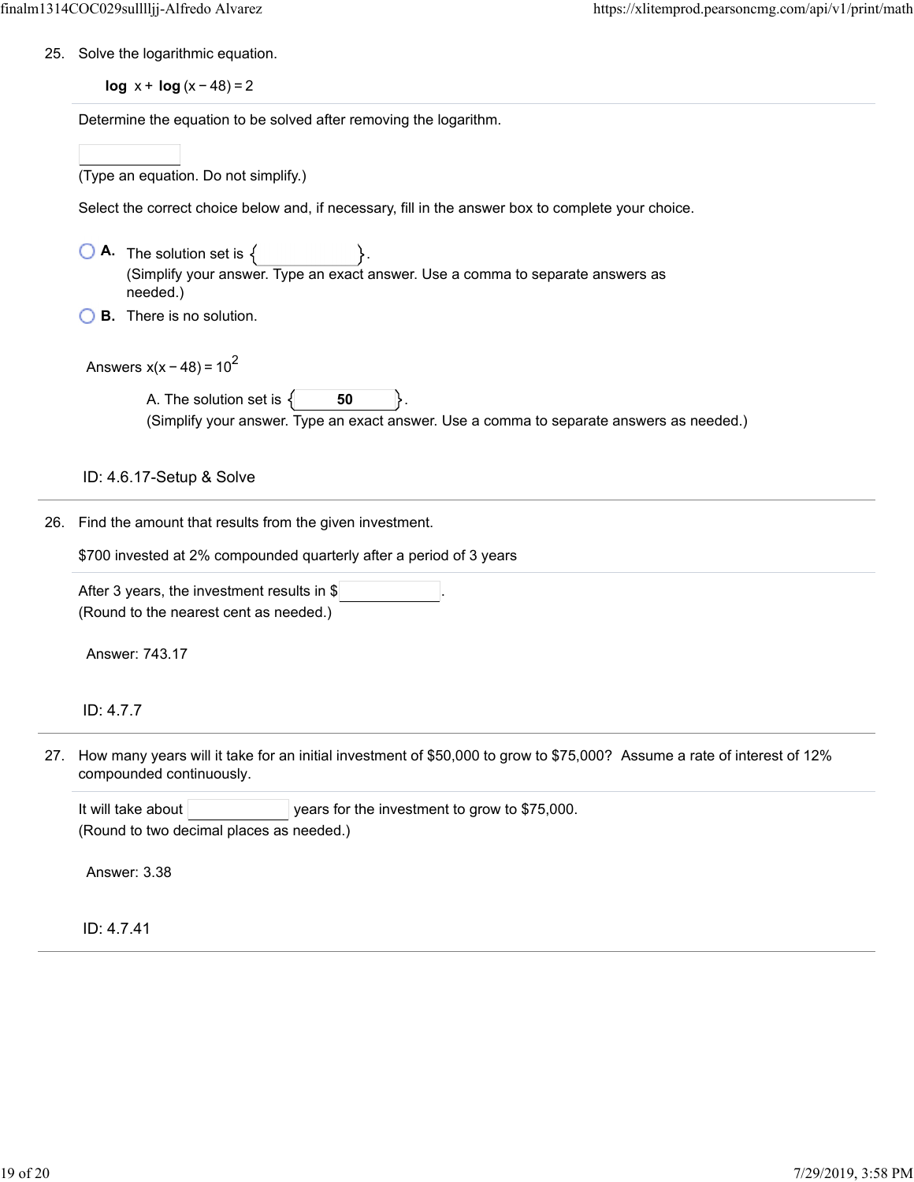25. Solve the logarithmic equation.

$$\log x + \log(x - 48) = 2$$

Determine the equation to be solved after removing the logarithm.

(Type an equation. Do not simplify.)

Select the correct choice below and, if necessary, fill in the answer box to complete your choice.

- **A.** The solution set is { }.
  (Simplify your answer. Type an exact answer. Use a comma to separate answers as needed.)
- **B.** There is no solution.

Answers $x(x - 48) = 10^2$

A. The solution set is { **50** }.
(Simplify your answer. Type an exact answer. Use a comma to separate answers as needed.)

ID: 4.6.17-Setup & Solve

---

26. Find the amount that results from the given investment.

$700 invested at 2% compounded quarterly after a period of 3 years

After 3 years, the investment results in $ .
(Round to the nearest cent as needed.)

Answer: 743.17

ID: 4.7.7

---

27. How many years will it take for an initial investment of $50,000 to grow to $75,000? Assume a rate of interest of 12% compounded continuously.

It will take about  years for the investment to grow to $75,000.
(Round to two decimal places as needed.)

Answer: 3.38

ID: 4.7.41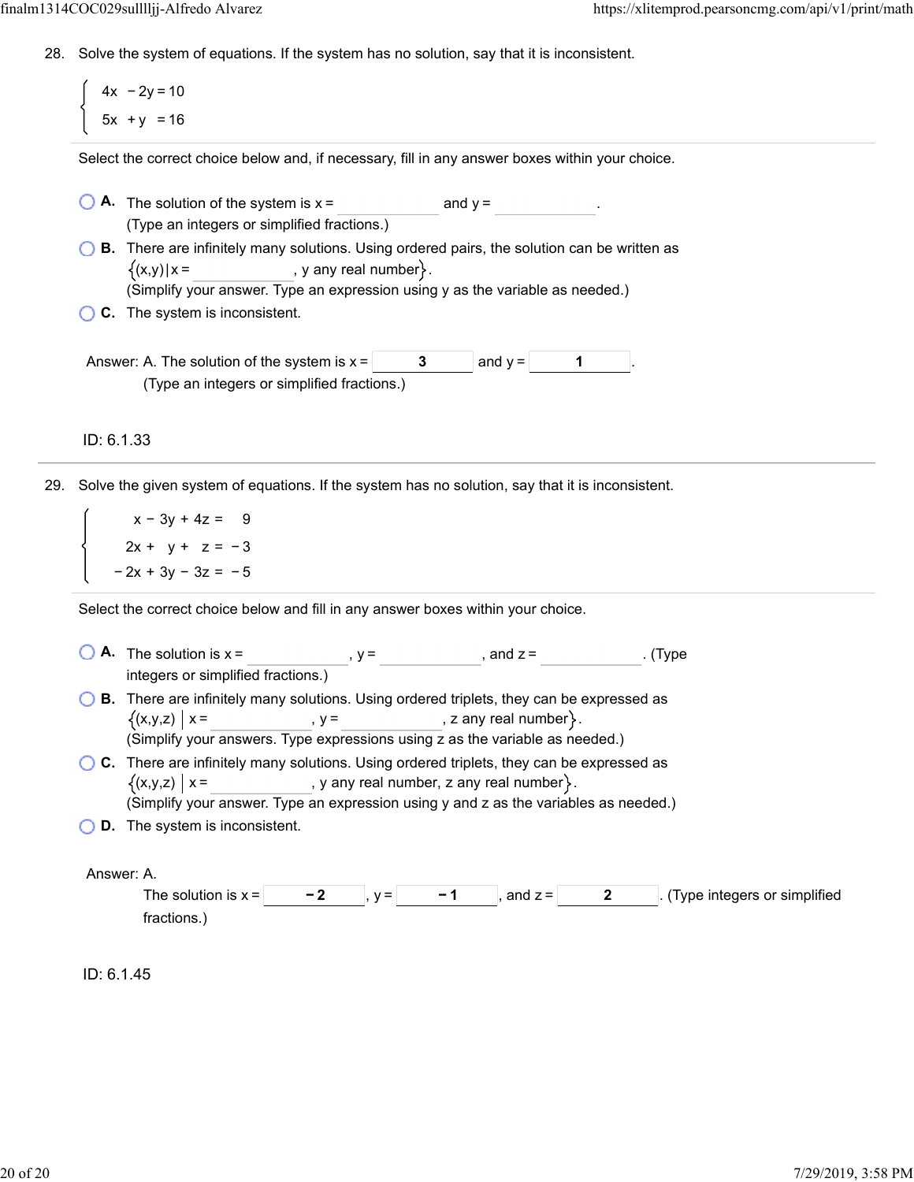28. Solve the system of equations. If the system has no solution, say that it is inconsistent.

$$\begin{cases} 4x - 2y = 10 \\ 5x + y = 16 \end{cases}$$

Select the correct choice below and, if necessary, fill in any answer boxes within your choice.

- **A.** The solution of the system is x = ____ and y = ____.
  (Type an integers or simplified fractions.)
- **B.** There are infinitely many solutions. Using ordered pairs, the solution can be written as $\{(x,y) \mid x =$ ____ , y any real number$\}$.
  (Simplify your answer. Type an expression using y as the variable as needed.)
- **C.** The system is inconsistent.

Answer: A. The solution of the system is x = **3** and y = **1**.
(Type an integers or simplified fractions.)

ID: 6.1.33

---

29. Solve the given system of equations. If the system has no solution, say that it is inconsistent.

$$\begin{cases} x - 3y + 4z = 9 \\ 2x + y + z = -3 \\ -2x + 3y - 3z = -5 \end{cases}$$

Select the correct choice below and fill in any answer boxes within your choice.

- **A.** The solution is x = ____ , y = ____ , and z = ____ . (Type integers or simplified fractions.)
- **B.** There are infinitely many solutions. Using ordered triplets, they can be expressed as $\{(x,y,z) \mid x =$ ____ , y = ____ , z any real number$\}$.
  (Simplify your answers. Type expressions using z as the variable as needed.)
- **C.** There are infinitely many solutions. Using ordered triplets, they can be expressed as $\{(x,y,z) \mid x =$ ____ , y any real number, z any real number$\}$.
  (Simplify your answer. Type an expression using y and z as the variables as needed.)
- **D.** The system is inconsistent.

Answer: A.
The solution is x = **−2** , y = **−1** , and z = **2** . (Type integers or simplified fractions.)

ID: 6.1.45